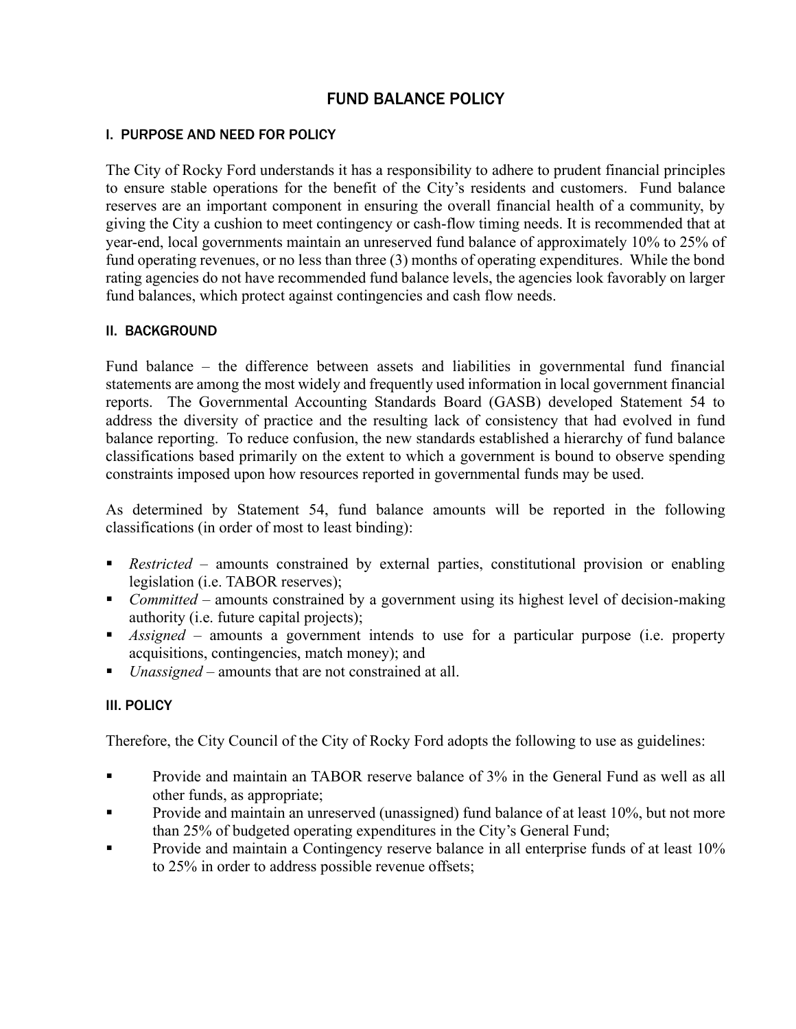# FUND BALANCE POLICY

## I. PURPOSE AND NEED FOR POLICY

The City of Rocky Ford understands it has a responsibility to adhere to prudent financial principles to ensure stable operations for the benefit of the City's residents and customers. Fund balance reserves are an important component in ensuring the overall financial health of a community, by giving the City a cushion to meet contingency or cash-flow timing needs. It is recommended that at year-end, local governments maintain an unreserved fund balance of approximately 10% to 25% of fund operating revenues, or no less than three (3) months of operating expenditures. While the bond rating agencies do not have recommended fund balance levels, the agencies look favorably on larger fund balances, which protect against contingencies and cash flow needs.

## II. BACKGROUND

Fund balance – the difference between assets and liabilities in governmental fund financial statements are among the most widely and frequently used information in local government financial reports. The Governmental Accounting Standards Board (GASB) developed Statement 54 to address the diversity of practice and the resulting lack of consistency that had evolved in fund balance reporting. To reduce confusion, the new standards established a hierarchy of fund balance classifications based primarily on the extent to which a government is bound to observe spending constraints imposed upon how resources reported in governmental funds may be used.

As determined by Statement 54, fund balance amounts will be reported in the following classifications (in order of most to least binding):

- *Restricted* – amounts constrained by external parties, constitutional provision or enabling legislation (i.e. TABOR reserves);
- *Committed* – amounts constrained by a government using its highest level of decision-making authority (i.e. future capital projects);
- *Assigned* – amounts a government intends to use for a particular purpose (i.e. property acquisitions, contingencies, match money); and
- *Unassigned* – amounts that are not constrained at all.

## III. POLICY

Therefore, the City Council of the City of Rocky Ford adopts the following to use as guidelines:

- Provide and maintain an TABOR reserve balance of 3% in the General Fund as well as all other funds, as appropriate;
- Provide and maintain an unreserved (unassigned) fund balance of at least 10%, but not more than 25% of budgeted operating expenditures in the City's General Fund;
- Provide and maintain a Contingency reserve balance in all enterprise funds of at least 10% to 25% in order to address possible revenue offsets;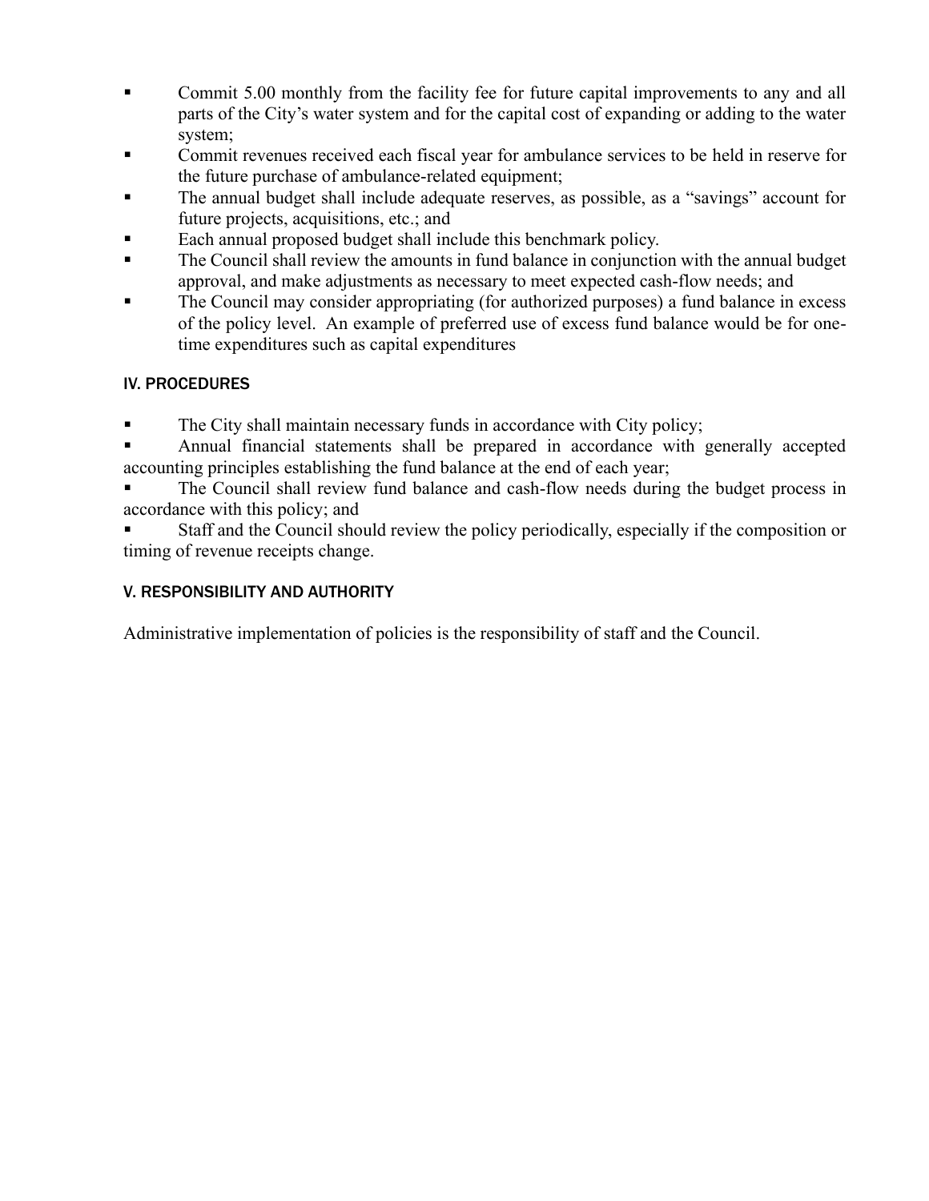- Commit 5.00 monthly from the facility fee for future capital improvements to any and all parts of the City's water system and for the capital cost of expanding or adding to the water system;
- Commit revenues received each fiscal year for ambulance services to be held in reserve for the future purchase of ambulance-related equipment;
- The annual budget shall include adequate reserves, as possible, as a "savings" account for future projects, acquisitions, etc.; and
- Each annual proposed budget shall include this benchmark policy.
- The Council shall review the amounts in fund balance in conjunction with the annual budget approval, and make adjustments as necessary to meet expected cash-flow needs; and
- The Council may consider appropriating (for authorized purposes) a fund balance in excess of the policy level. An example of preferred use of excess fund balance would be for one-time expenditures such as capital expenditures

## IV. PROCEDURES

- The City shall maintain necessary funds in accordance with City policy;
- Annual financial statements shall be prepared in accordance with generally accepted accounting principles establishing the fund balance at the end of each year;
- The Council shall review fund balance and cash-flow needs during the budget process in accordance with this policy; and
- Staff and the Council should review the policy periodically, especially if the composition or timing of revenue receipts change.

## V. RESPONSIBILITY AND AUTHORITY

Administrative implementation of policies is the responsibility of staff and the Council.